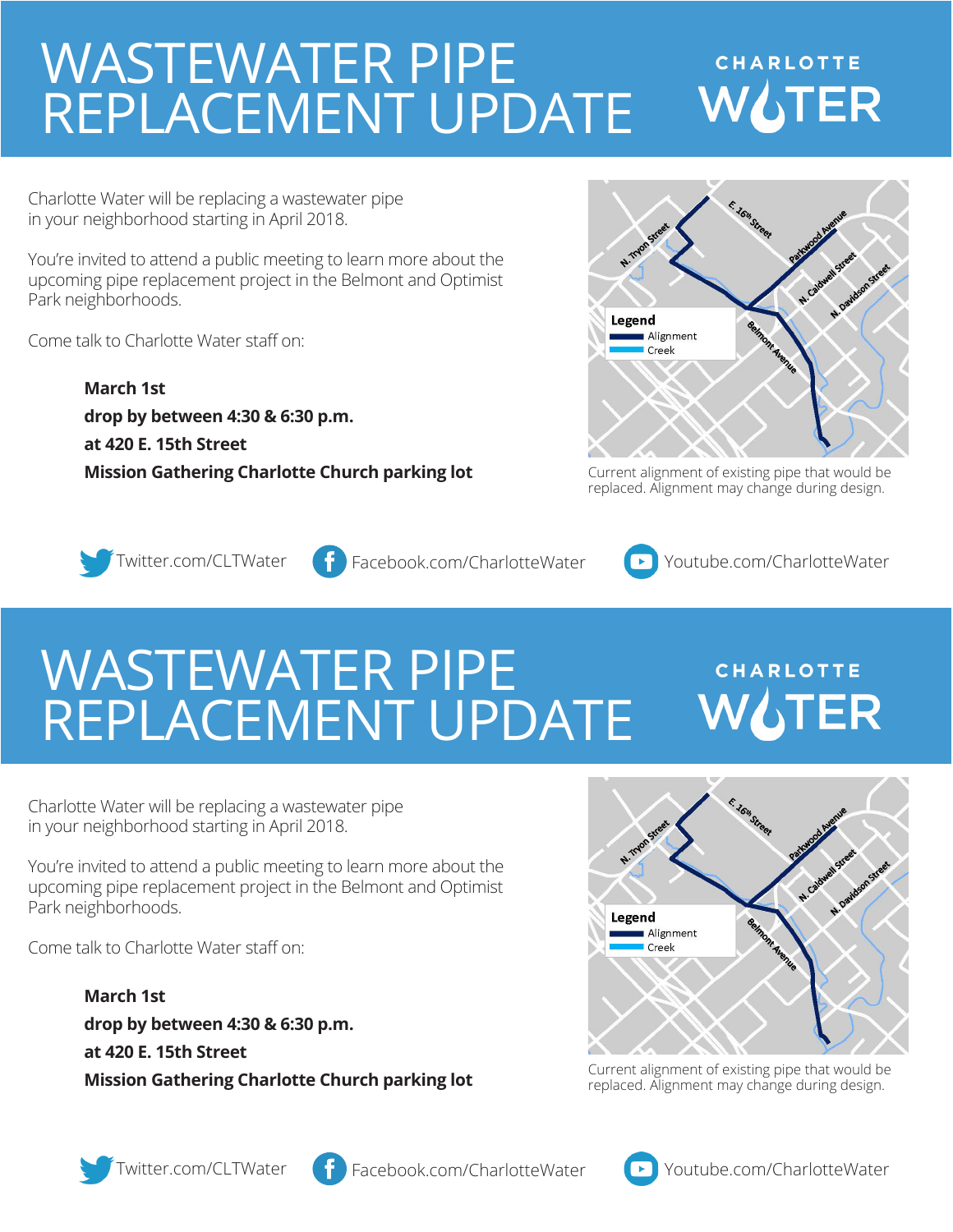# WASTEWATER PIPE REPLACEMENT UPDATE

CHARLOTTE WATER

Charlotte Water will be replacing a wastewater pipe in your neighborhood starting in April 2018.

You're invited to attend a public meeting to learn more about the upcoming pipe replacement project in the Belmont and Optimist Park neighborhoods.

Come talk to Charlotte Water staff on:

**March 1st**
**drop by between 4:30 & 6:30 p.m.**
**at 420 E. 15th Street**
**Mission Gathering Charlotte Church parking lot**

E. 16th Street
N. Tryon Street
Parkwood Avenue
N. Caldwell Street
N. Davidson Street
Belmont Avenue

**Legend**
Alignment
Creek

Current alignment of existing pipe that would be replaced. Alignment may change during design.

Twitter.com/CLTWater Facebook.com/CharlotteWater Youtube.com/CharlotteWater

# WASTEWATER PIPE REPLACEMENT UPDATE

CHARLOTTE WATER

Charlotte Water will be replacing a wastewater pipe in your neighborhood starting in April 2018.

You're invited to attend a public meeting to learn more about the upcoming pipe replacement project in the Belmont and Optimist Park neighborhoods.

Come talk to Charlotte Water staff on:

**March 1st**
**drop by between 4:30 & 6:30 p.m.**
**at 420 E. 15th Street**
**Mission Gathering Charlotte Church parking lot**

E. 16th Street
N. Tryon Street
Parkwood Avenue
N. Caldwell Street
N. Davidson Street
Belmont Avenue

**Legend**
Alignment
Creek

Current alignment of existing pipe that would be replaced. Alignment may change during design.

Twitter.com/CLTWater Facebook.com/CharlotteWater Youtube.com/CharlotteWater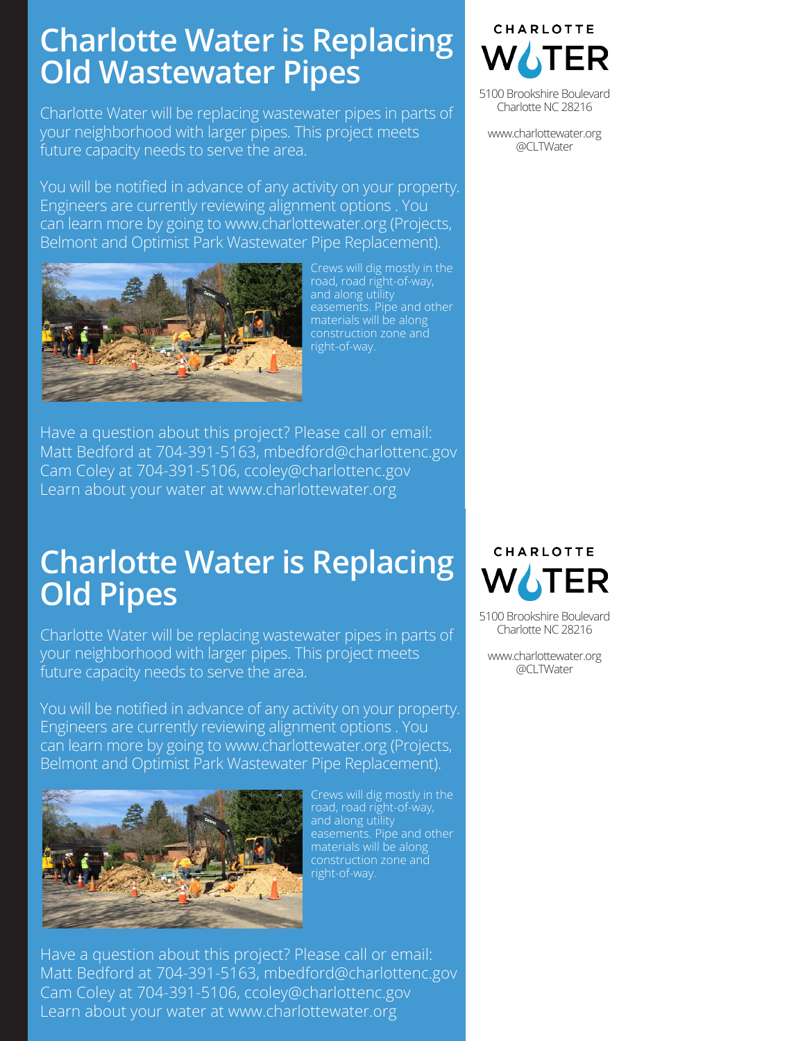# Charlotte Water is Replacing Old Wastewater Pipes

Charlotte Water will be replacing wastewater pipes in parts of your neighborhood with larger pipes. This project meets future capacity needs to serve the area.

You will be notified in advance of any activity on your property. Engineers are currently reviewing alignment options . You can learn more by going to www.charlottewater.org (Projects, Belmont and Optimist Park Wastewater Pipe Replacement).

Crews will dig mostly in the road, road right-of-way, and along utility easements. Pipe and other materials will be along construction zone and right-of-way.

Have a question about this project? Please call or email:
Matt Bedford at 704-391-5163, mbedford@charlottenc.gov
Cam Coley at 704-391-5106, ccoley@charlottenc.gov
Learn about your water at www.charlottewater.org

CHARLOTTE WATER

5100 Brookshire Boulevard
Charlotte NC 28216

www.charlottewater.org
@CLTWater

# Charlotte Water is Replacing Old Pipes

Charlotte Water will be replacing wastewater pipes in parts of your neighborhood with larger pipes. This project meets future capacity needs to serve the area.

You will be notified in advance of any activity on your property. Engineers are currently reviewing alignment options . You can learn more by going to www.charlottewater.org (Projects, Belmont and Optimist Park Wastewater Pipe Replacement).

Crews will dig mostly in the road, road right-of-way, and along utility easements. Pipe and other materials will be along construction zone and right-of-way.

Have a question about this project? Please call or email:
Matt Bedford at 704-391-5163, mbedford@charlottenc.gov
Cam Coley at 704-391-5106, ccoley@charlottenc.gov
Learn about your water at www.charlottewater.org

CHARLOTTE WATER

5100 Brookshire Boulevard
Charlotte NC 28216

www.charlottewater.org
@CLTWater